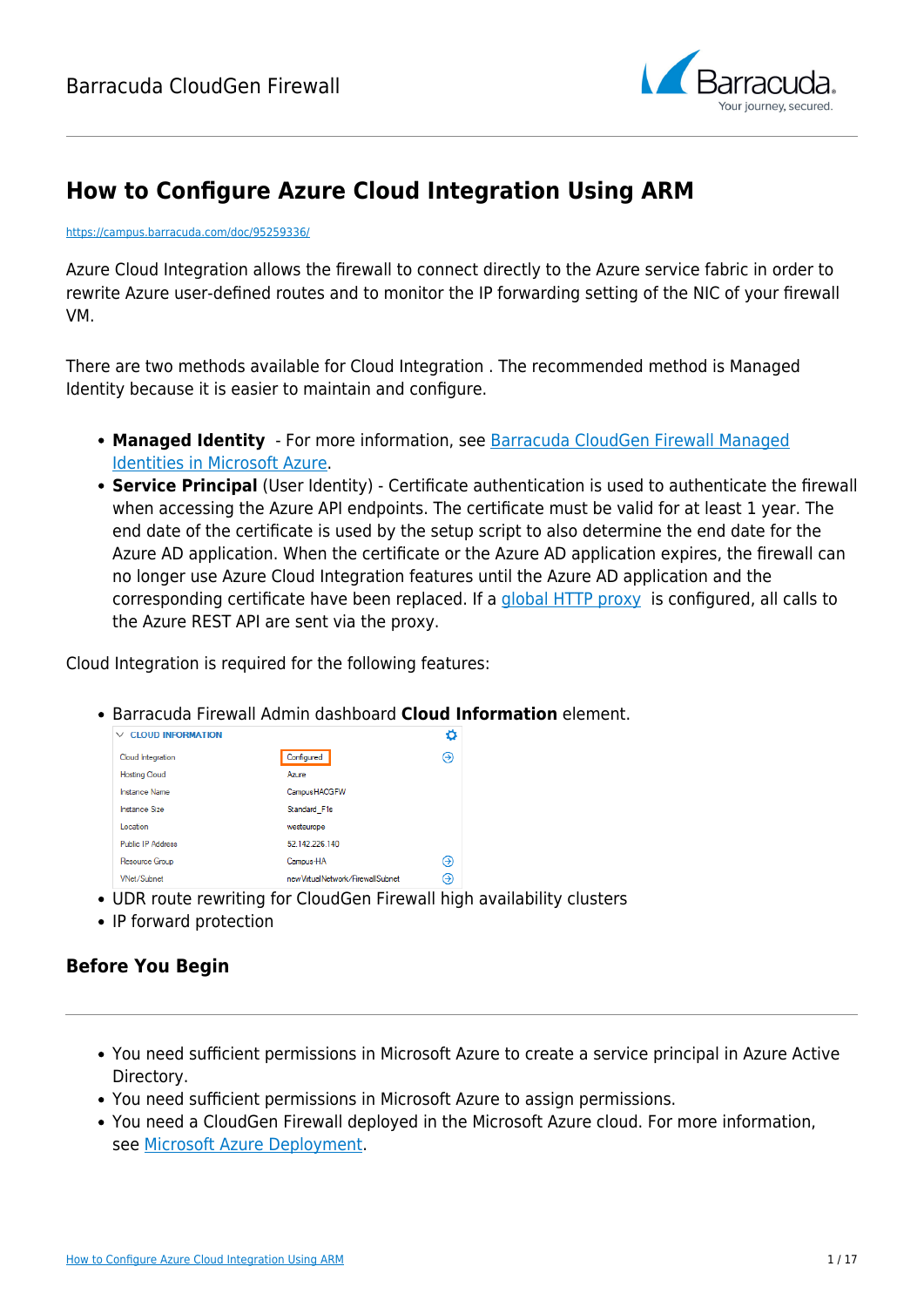# How to Configure Azure Cloud Integration Using ARM

https://campus.barracuda.com/doc/95259336/

Azure Cloud Integration allows the firewall to connect directly to the Azure service fabric in order to rewrite Azure user-defined routes and to monitor the IP forwarding setting of the NIC of your firewall VM.

There are two methods available for Cloud Integration . The recommended method is Managed Identity because it is easier to maintain and configure.

- **Managed Identity** - For more information, see Barracuda CloudGen Firewall Managed Identities in Microsoft Azure.
- **Service Principal** (User Identity) - Certificate authentication is used to authenticate the firewall when accessing the Azure API endpoints. The certificate must be valid for at least 1 year. The end date of the certificate is used by the setup script to also determine the end date for the Azure AD application. When the certificate or the Azure AD application expires, the firewall can no longer use Azure Cloud Integration features until the Azure AD application and the corresponding certificate have been replaced. If a global HTTP proxy is configured, all calls to the Azure REST API are sent via the proxy.

Cloud Integration is required for the following features:

- Barracuda Firewall Admin dashboard **Cloud Information** element.

| CLOUD INFORMATION | |
|---|---|
| Cloud Integration | Configured |
| Hosting Cloud | Azure |
| Instance Name | CampusHACGFW |
| Instance Size | Standard_F1s |
| Location | westeurope |
| Public IP Address | 52.142.226.140 |
| Resource Group | Campus-HA |
| VNet/Subnet | newVirtualNetwork/FirewallSubnet |

- UDR route rewriting for CloudGen Firewall high availability clusters
- IP forward protection

## Before You Begin

- You need sufficient permissions in Microsoft Azure to create a service principal in Azure Active Directory.
- You need sufficient permissions in Microsoft Azure to assign permissions.
- You need a CloudGen Firewall deployed in the Microsoft Azure cloud. For more information, see Microsoft Azure Deployment.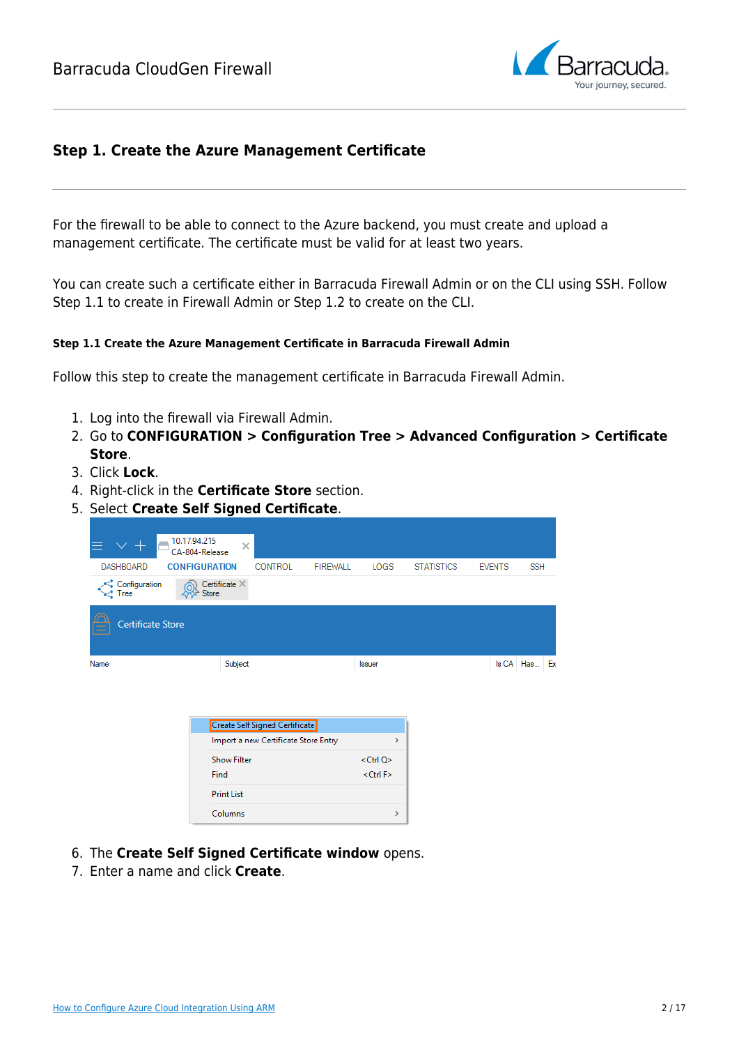## Step 1. Create the Azure Management Certificate

For the firewall to be able to connect to the Azure backend, you must create and upload a management certificate. The certificate must be valid for at least two years.

You can create such a certificate either in Barracuda Firewall Admin or on the CLI using SSH. Follow Step 1.1 to create in Firewall Admin or Step 1.2 to create on the CLI.

#### Step 1.1 Create the Azure Management Certificate in Barracuda Firewall Admin

Follow this step to create the management certificate in Barracuda Firewall Admin.

1. Log into the firewall via Firewall Admin.
2. Go to **CONFIGURATION > Configuration Tree > Advanced Configuration > Certificate Store**.
3. Click **Lock**.
4. Right-click in the **Certificate Store** section.
5. Select **Create Self Signed Certificate**.
6. The **Create Self Signed Certificate window** opens.
7. Enter a name and click **Create**.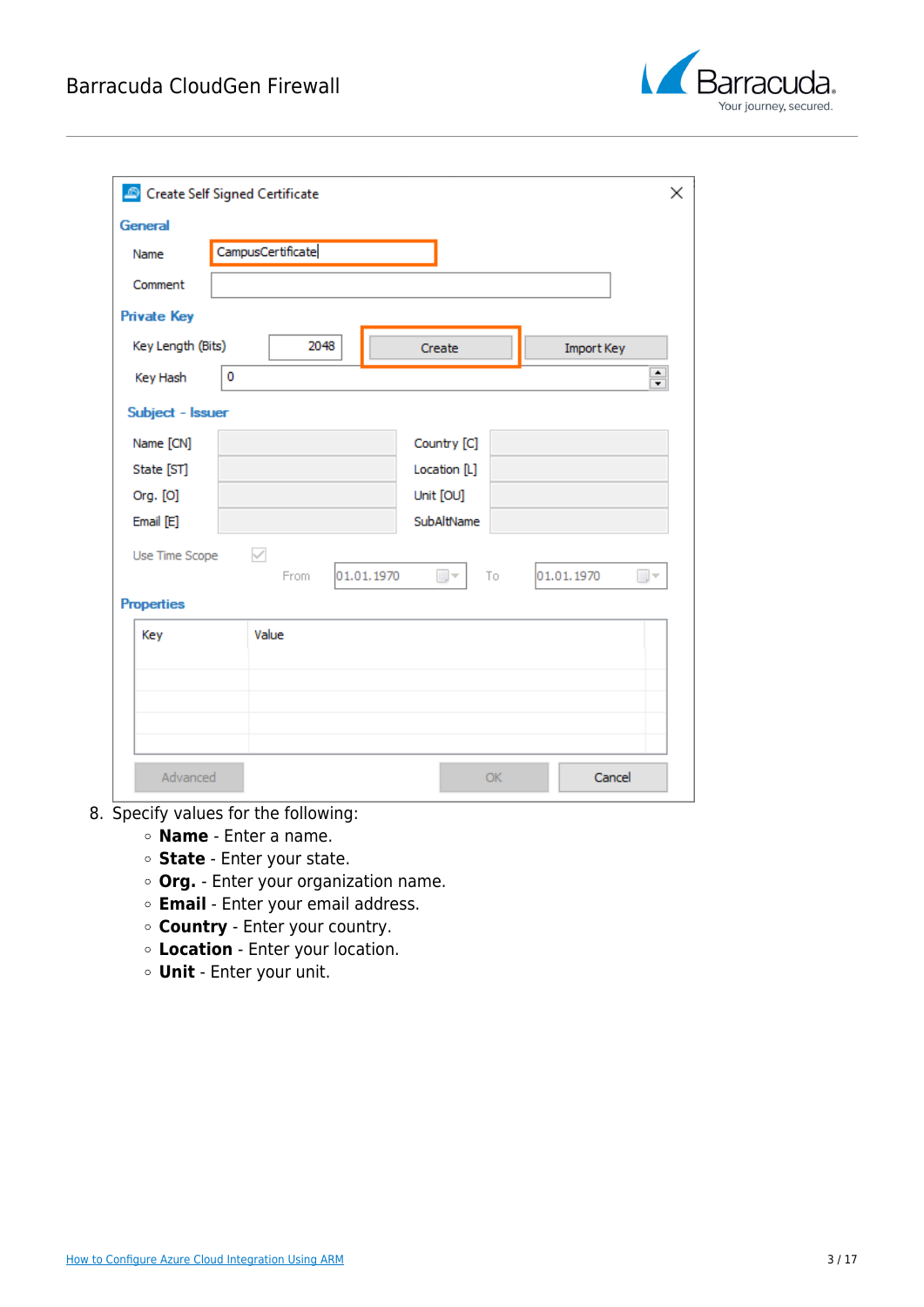8. Specify values for the following:
    - **Name** - Enter a name.
    - **State** - Enter your state.
    - **Org.** - Enter your organization name.
    - **Email** - Enter your email address.
    - **Country** - Enter your country.
    - **Location** - Enter your location.
    - **Unit** - Enter your unit.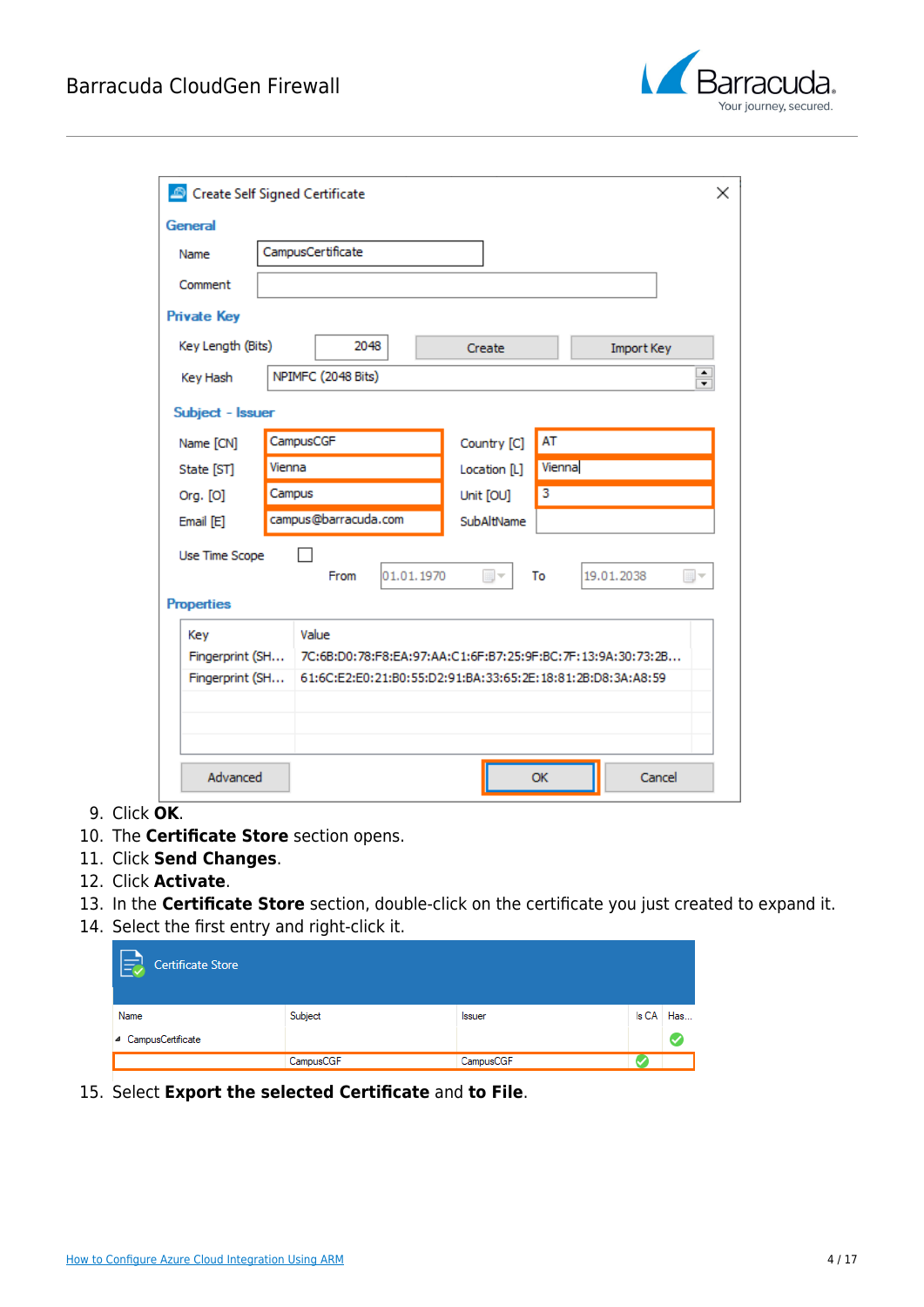9. Click **OK**.
10. The **Certificate Store** section opens.
11. Click **Send Changes**.
12. Click **Activate**.
13. In the **Certificate Store** section, double-click on the certificate you just created to expand it.
14. Select the first entry and right-click it.
15. Select **Export the selected Certificate** and **to File**.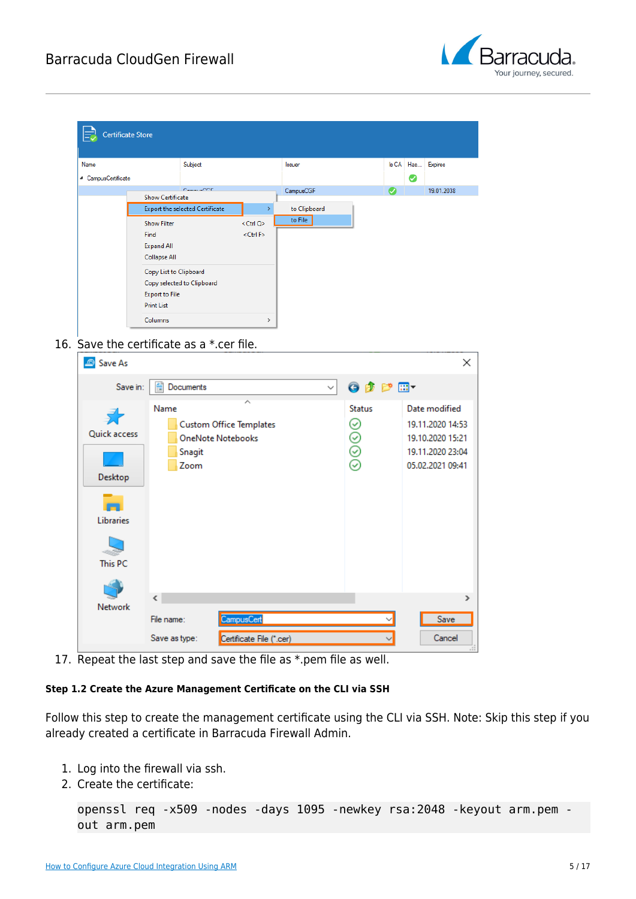16. Save the certificate as a *.cer file.
17. Repeat the last step and save the file as *.pem file as well.

**Step 1.2 Create the Azure Management Certificate on the CLI via SSH**

Follow this step to create the management certificate using the CLI via SSH. Note: Skip this step if you already created a certificate in Barracuda Firewall Admin.

1. Log into the firewall via ssh.
2. Create the certificate:

```
openssl req -x509 -nodes -days 1095 -newkey rsa:2048 -keyout arm.pem -
out arm.pem
```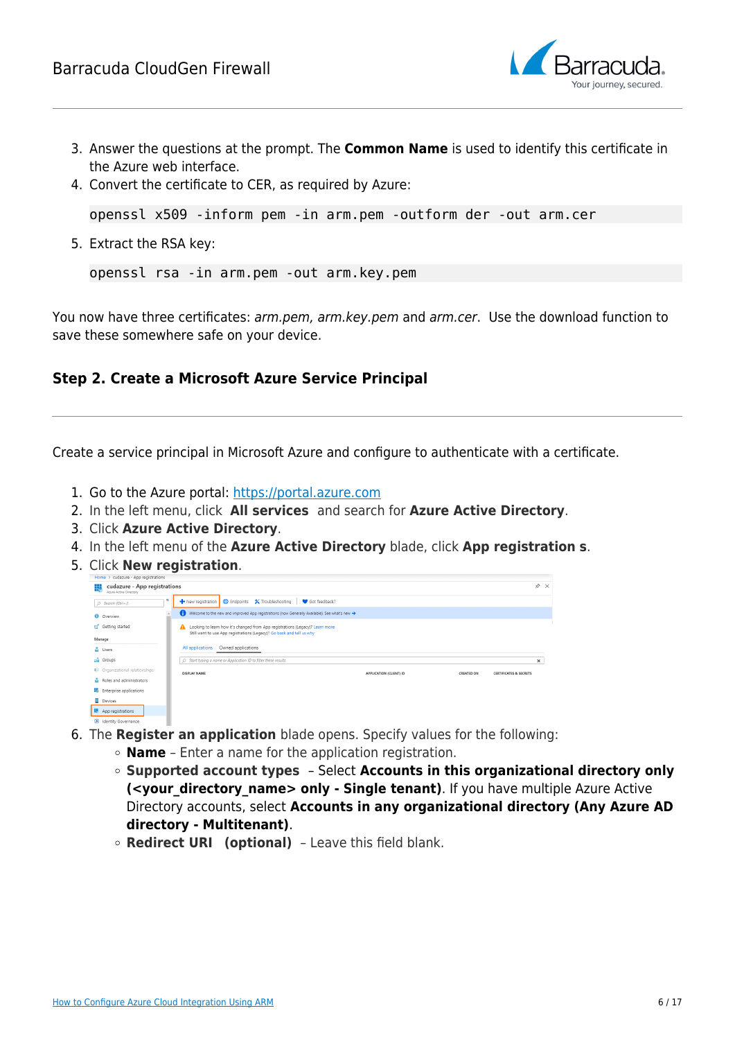3. Answer the questions at the prompt. The **Common Name** is used to identify this certificate in the Azure web interface.
4. Convert the certificate to CER, as required by Azure:

```
openssl x509 -inform pem -in arm.pem -outform der -out arm.cer
```

5. Extract the RSA key:

```
openssl rsa -in arm.pem -out arm.key.pem
```

You now have three certificates: *arm.pem, arm.key.pem* and *arm.cer*. Use the download function to save these somewhere safe on your device.

## Step 2. Create a Microsoft Azure Service Principal

Create a service principal in Microsoft Azure and configure to authenticate with a certificate.

1. Go to the Azure portal: https://portal.azure.com
2. In the left menu, click **All services** and search for **Azure Active Directory**.
3. Click **Azure Active Directory**.
4. In the left menu of the **Azure Active Directory** blade, click **App registration s**.
5. Click **New registration**.
6. The **Register an application** blade opens. Specify values for the following:
   - **Name** – Enter a name for the application registration.
   - **Supported account types** – Select **Accounts in this organizational directory only (<your_directory_name> only - Single tenant)**. If you have multiple Azure Active Directory accounts, select **Accounts in any organizational directory (Any Azure AD directory - Multitenant)**.
   - **Redirect URI (optional)** – Leave this field blank.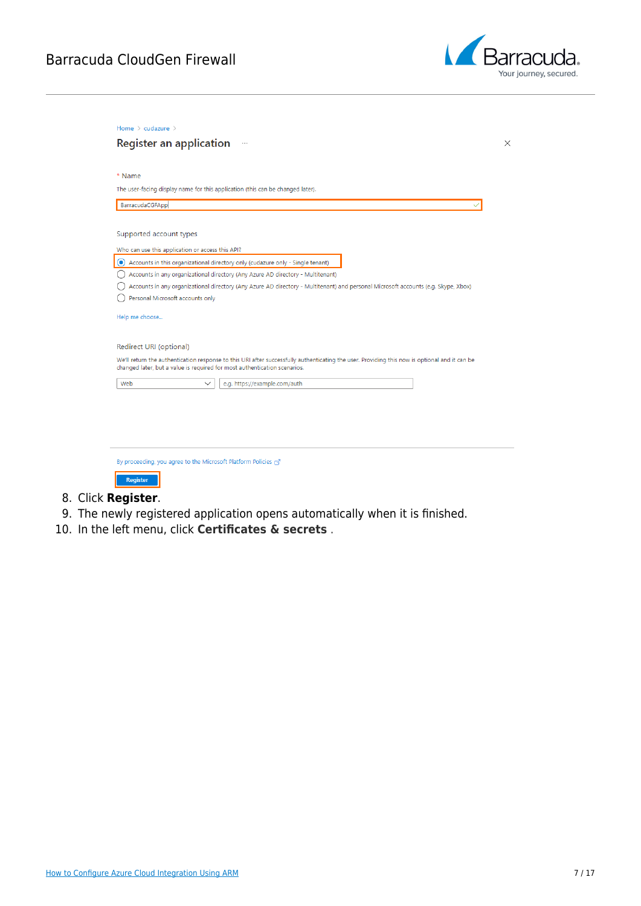8. Click **Register**.
9. The newly registered application opens automatically when it is finished.
10. In the left menu, click **Certificates & secrets** .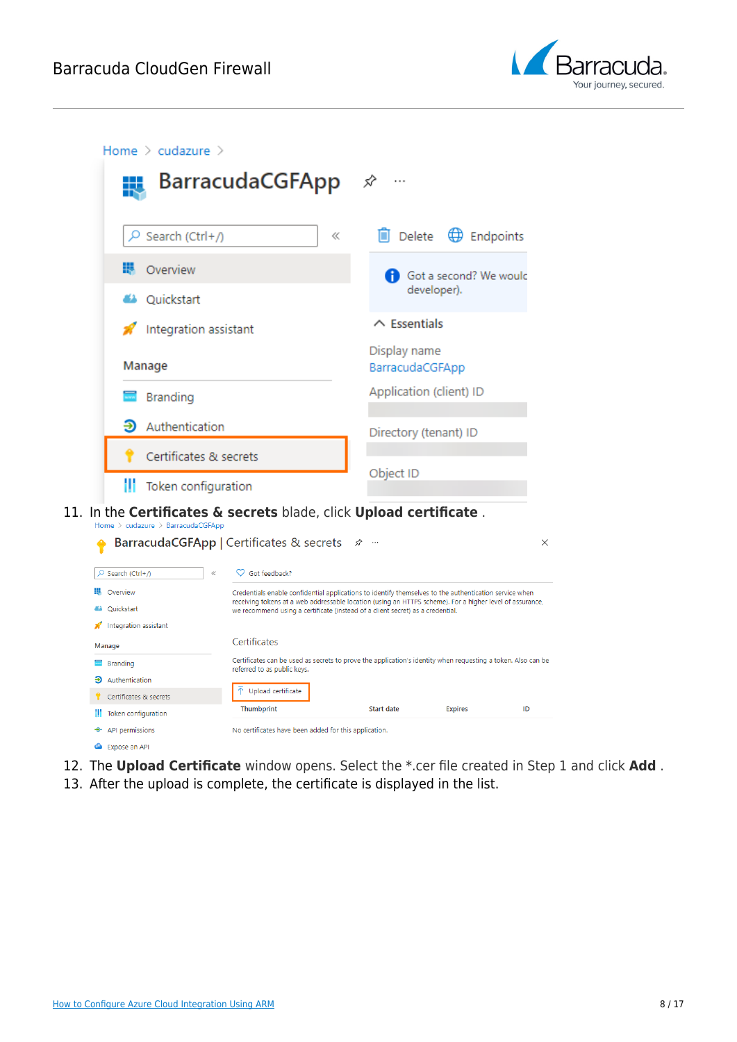11. In the **Certificates & secrets** blade, click **Upload certificate** .
12. The **Upload Certificate** window opens. Select the *.cer file created in Step 1 and click **Add** .
13. After the upload is complete, the certificate is displayed in the list.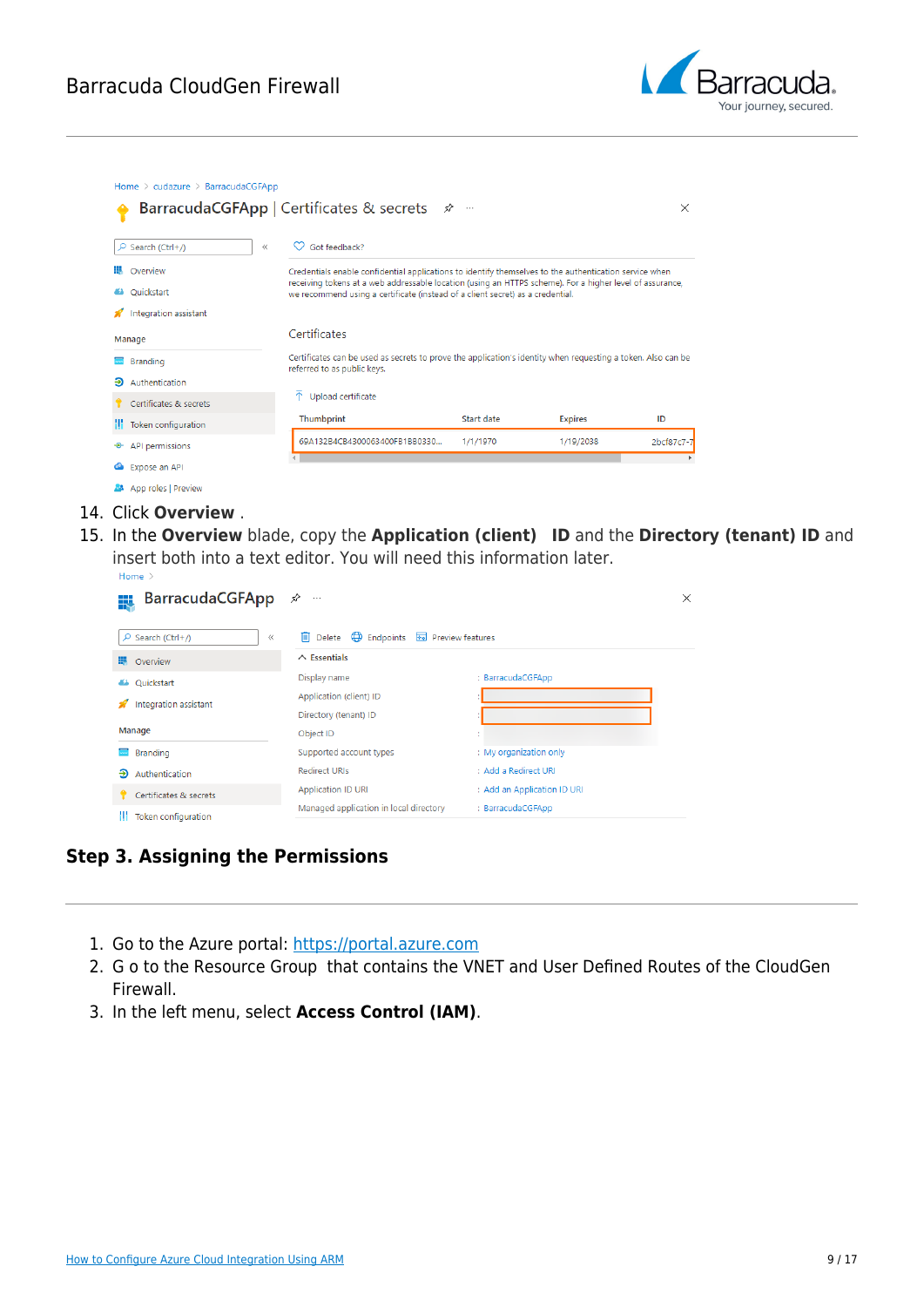14. Click **Overview** .
15. In the **Overview** blade, copy the **Application (client) ID** and the **Directory (tenant) ID** and insert both into a text editor. You will need this information later.

## Step 3. Assigning the Permissions

1. Go to the Azure portal: https://portal.azure.com
2. G o to the Resource Group that contains the VNET and User Defined Routes of the CloudGen Firewall.
3. In the left menu, select **Access Control (IAM)**.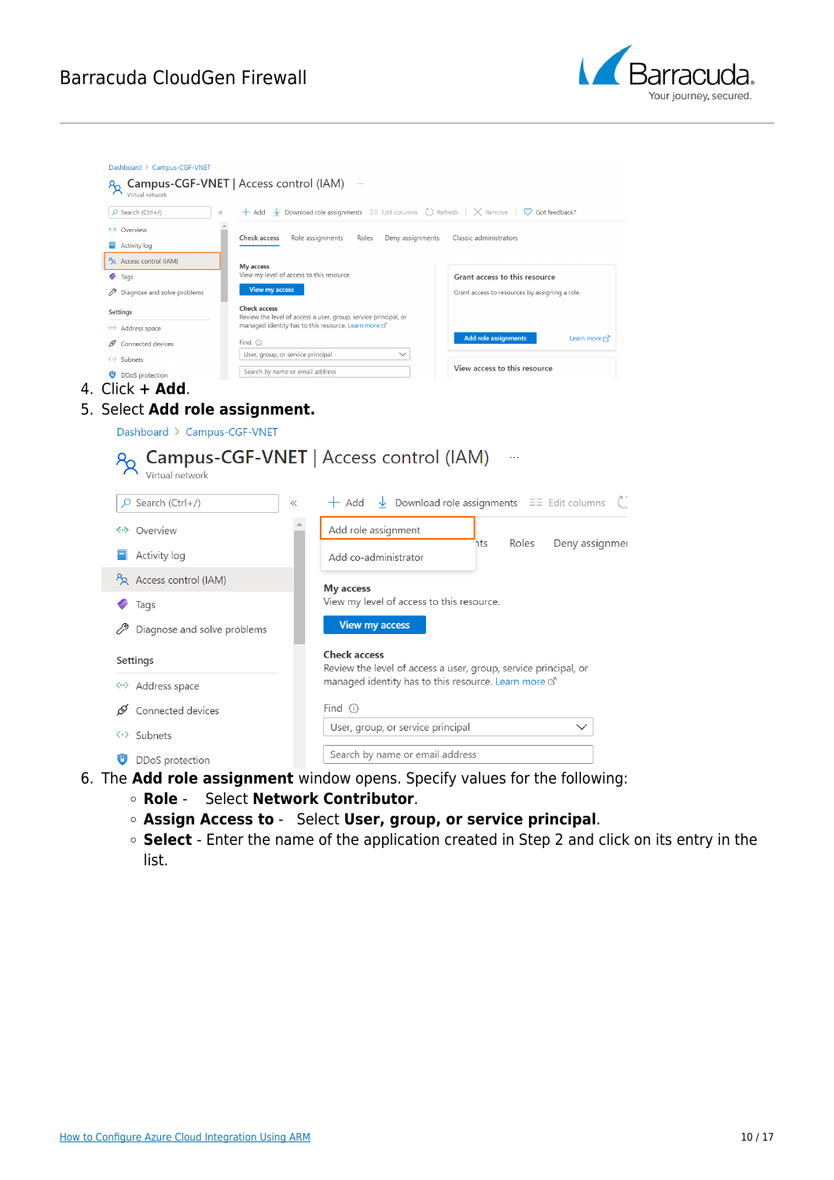4. Click **+ Add**.
5. Select **Add role assignment.**
6. The **Add role assignment** window opens. Specify values for the following:
   - **Role** - Select **Network Contributor**.
   - **Assign Access to** - Select **User, group, or service principal**.
   - **Select** - Enter the name of the application created in Step 2 and click on its entry in the list.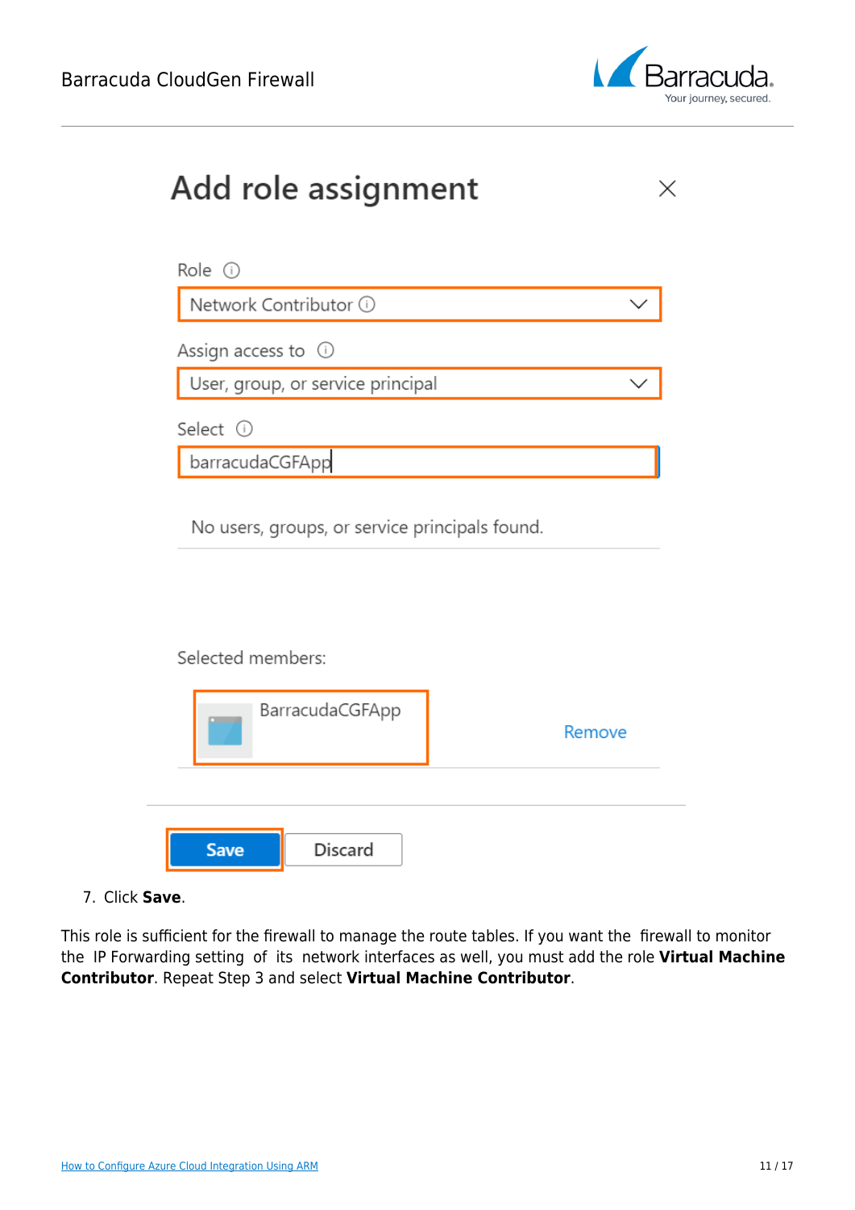7. Click **Save**.

This role is sufficient for the firewall to manage the route tables. If you want the firewall to monitor the IP Forwarding setting of its network interfaces as well, you must add the role **Virtual Machine Contributor**. Repeat Step 3 and select **Virtual Machine Contributor**.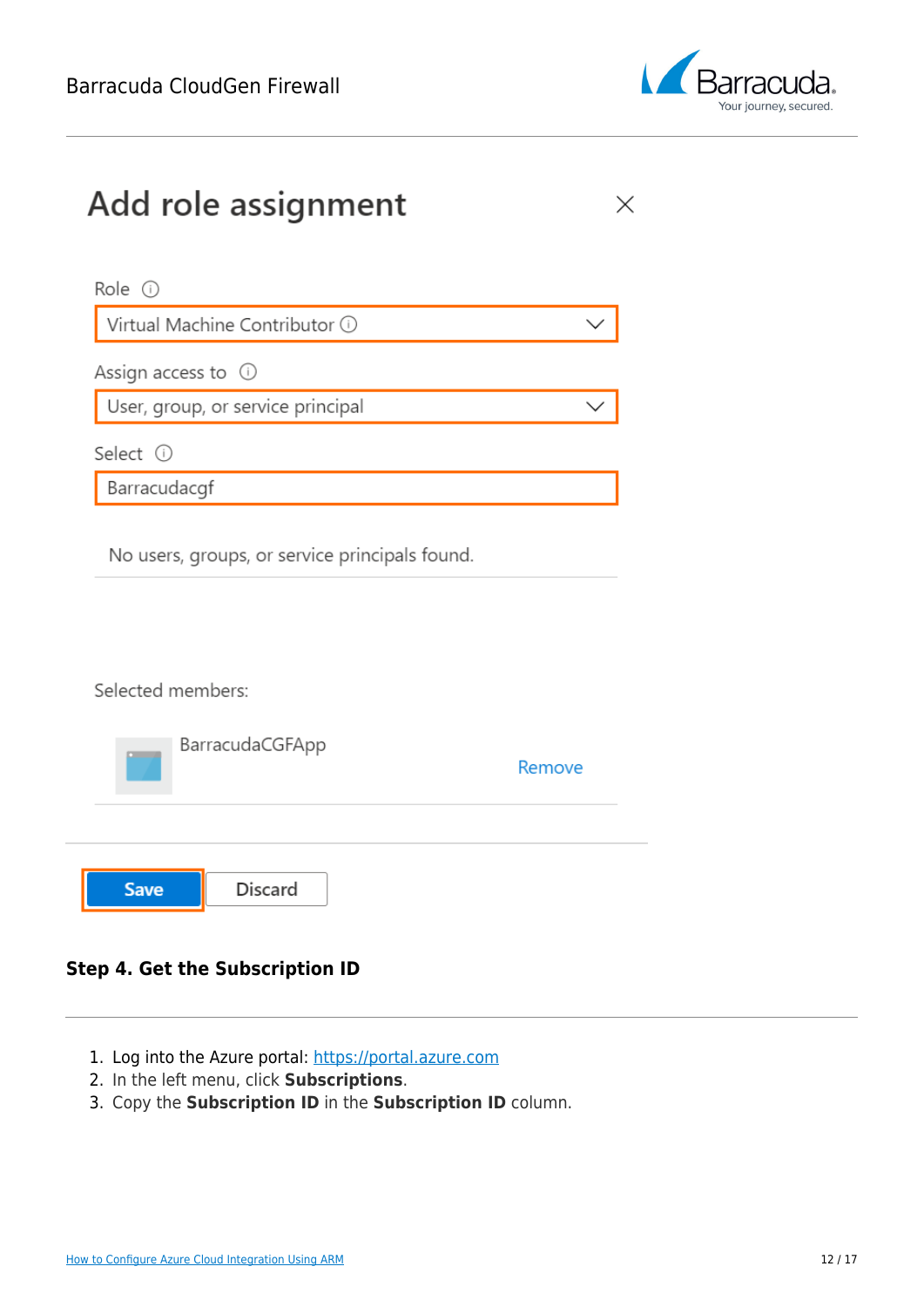Add role assignment

Role

Virtual Machine Contributor

Assign access to

User, group, or service principal

Select

Barracudacgf

No users, groups, or service principals found.

Selected members:

BarracudaCGFApp Remove

Save Discard

### Step 4. Get the Subscription ID

1. Log into the Azure portal: https://portal.azure.com
2. In the left menu, click **Subscriptions**.
3. Copy the **Subscription ID** in the **Subscription ID** column.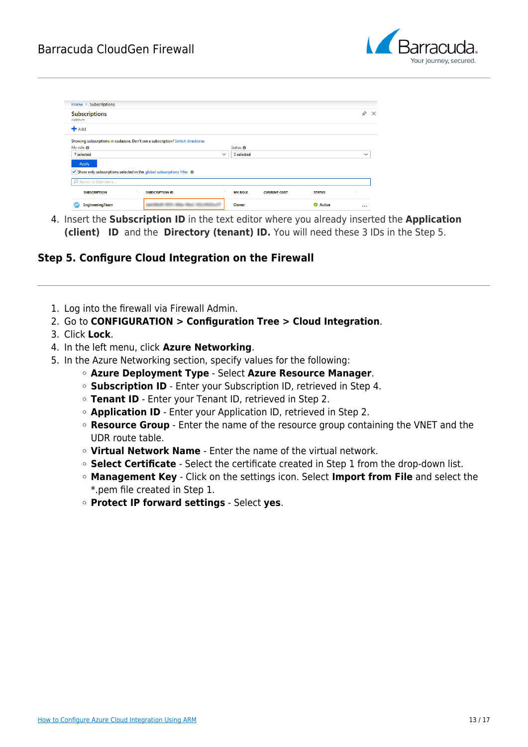4. Insert the **Subscription ID** in the text editor where you already inserted the **Application (client) ID** and the **Directory (tenant) ID.** You will need these 3 IDs in the Step 5.

## Step 5. Configure Cloud Integration on the Firewall

1. Log into the firewall via Firewall Admin.
2. Go to **CONFIGURATION > Configuration Tree > Cloud Integration**.
3. Click **Lock**.
4. In the left menu, click **Azure Networking**.
5. In the Azure Networking section, specify values for the following:
   - **Azure Deployment Type** - Select **Azure Resource Manager**.
   - **Subscription ID** - Enter your Subscription ID, retrieved in Step 4.
   - **Tenant ID** - Enter your Tenant ID, retrieved in Step 2.
   - **Application ID** - Enter your Application ID, retrieved in Step 2.
   - **Resource Group** - Enter the name of the resource group containing the VNET and the UDR route table.
   - **Virtual Network Name** - Enter the name of the virtual network.
   - **Select Certificate** - Select the certificate created in Step 1 from the drop-down list.
   - **Management Key** - Click on the settings icon. Select **Import from File** and select the *.pem file created in Step 1.
   - **Protect IP forward settings** - Select **yes**.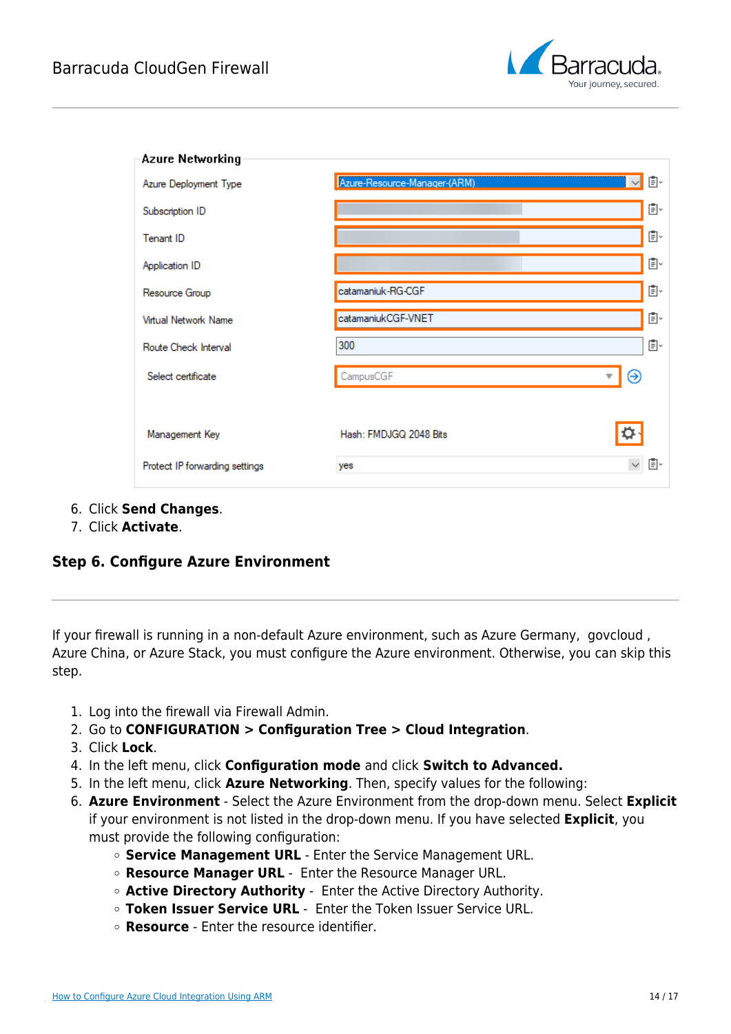6. Click **Send Changes**.
7. Click **Activate**.

### Step 6. Configure Azure Environment

If your firewall is running in a non-default Azure environment, such as Azure Germany, govcloud , Azure China, or Azure Stack, you must configure the Azure environment. Otherwise, you can skip this step.

1. Log into the firewall via Firewall Admin.
2. Go to **CONFIGURATION > Configuration Tree > Cloud Integration**.
3. Click **Lock**.
4. In the left menu, click **Configuration mode** and click **Switch to Advanced.**
5. In the left menu, click **Azure Networking**. Then, specify values for the following:
6. **Azure Environment** - Select the Azure Environment from the drop-down menu. Select **Explicit** if your environment is not listed in the drop-down menu. If you have selected **Explicit**, you must provide the following configuration:
   - **Service Management URL** - Enter the Service Management URL.
   - **Resource Manager URL** - Enter the Resource Manager URL.
   - **Active Directory Authority** - Enter the Active Directory Authority.
   - **Token Issuer Service URL** - Enter the Token Issuer Service URL.
   - **Resource** - Enter the resource identifier.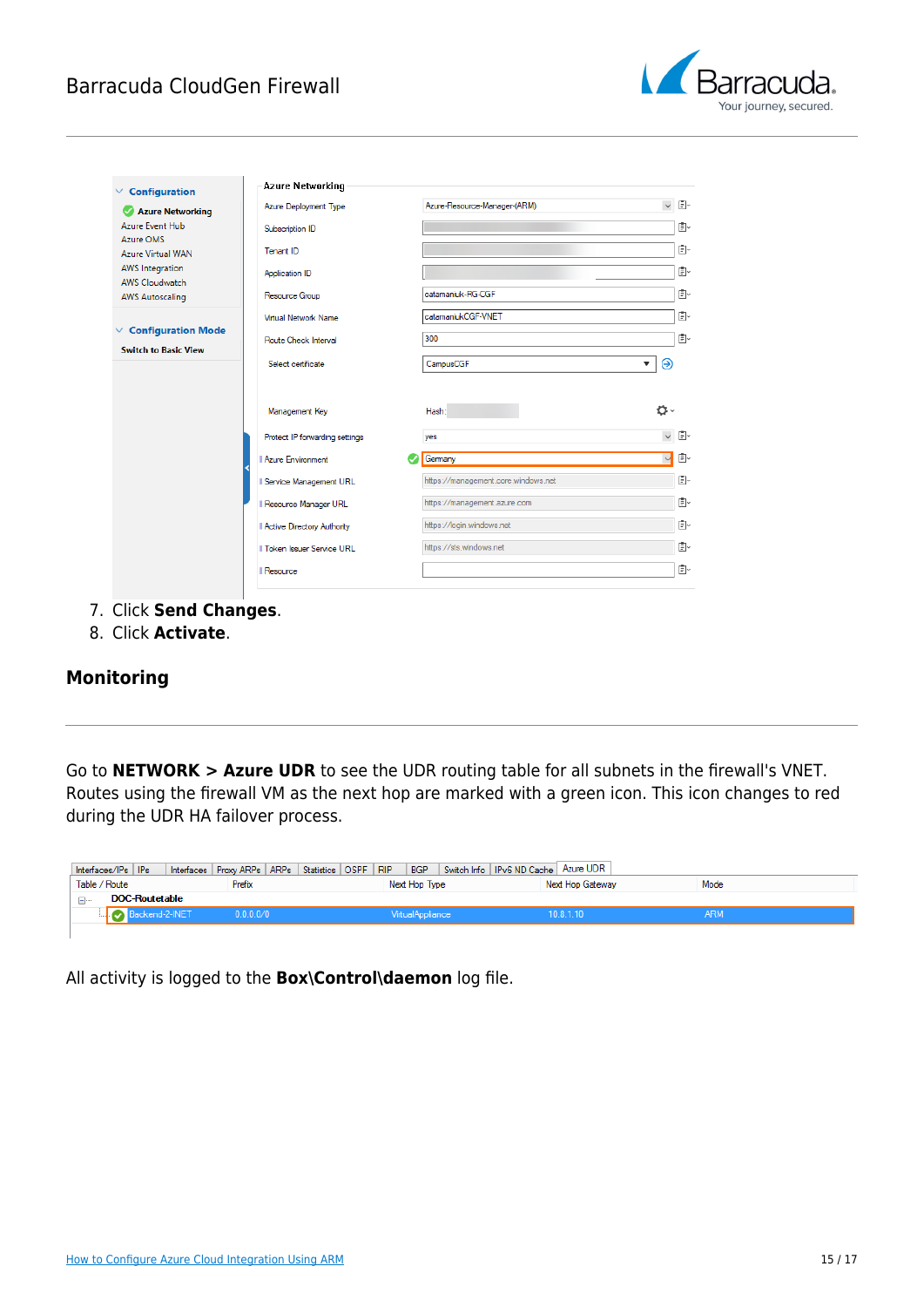7. Click **Send Changes**.
8. Click **Activate**.

## Monitoring

Go to **NETWORK > Azure UDR** to see the UDR routing table for all subnets in the firewall's VNET. Routes using the firewall VM as the next hop are marked with a green icon. This icon changes to red during the UDR HA failover process.

All activity is logged to the **Box\Control\daemon** log file.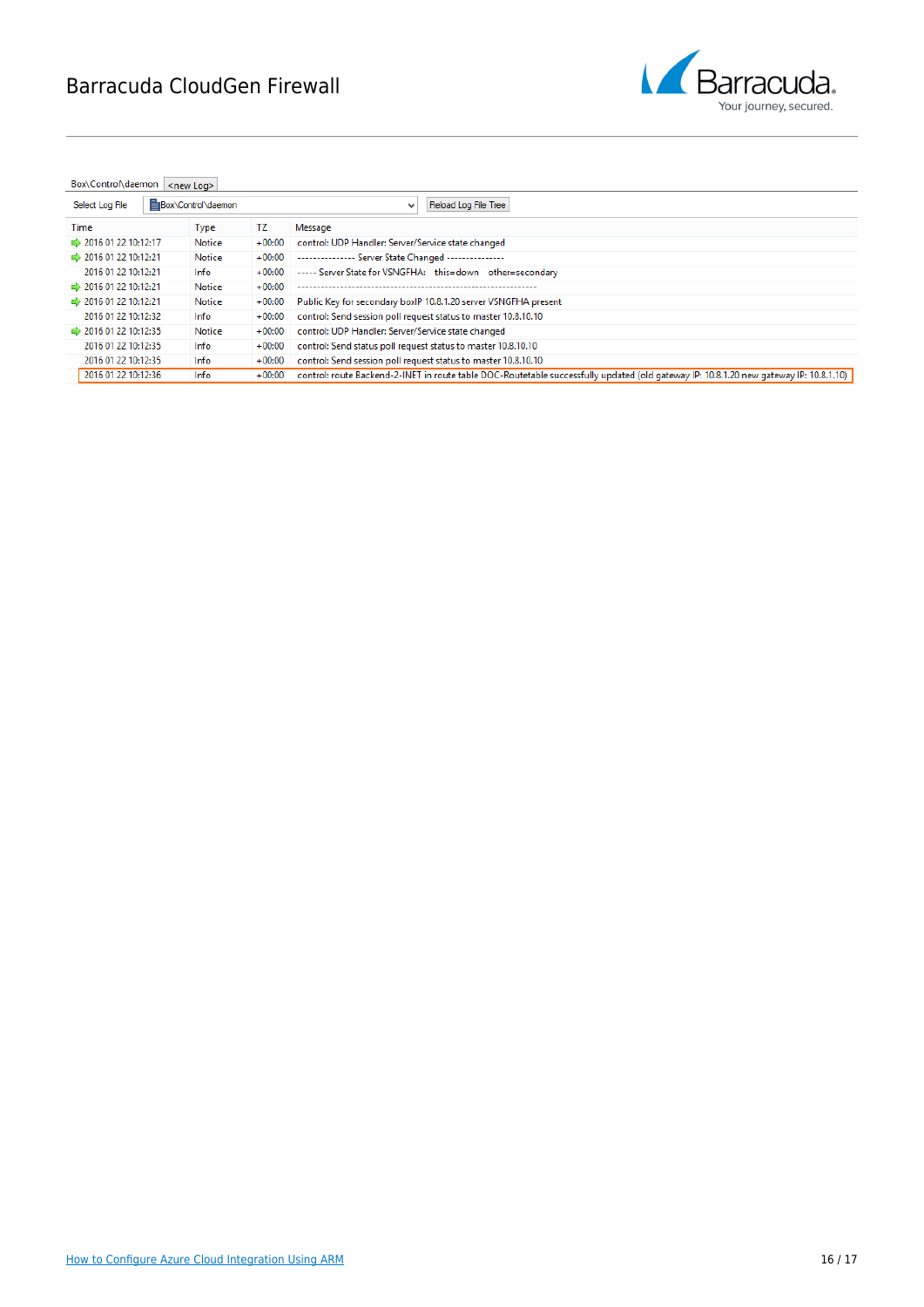Box\Control\daemon | <new Log>

Select Log File: Box\Control\daemon | Reload Log File Tree

| Time | Type | TZ | Message |
|---|---|---|---|
| 2016 01 22 10:12:17 | Notice | +00:00 | control: UDP Handler: Server/Service state changed |
| 2016 01 22 10:12:21 | Notice | +00:00 | --------------- Server State Changed --------------- |
| 2016 01 22 10:12:21 | Info | +00:00 | ----- Server State for VSNGFHA: this=down other=secondary |
| 2016 01 22 10:12:21 | Notice | +00:00 | ------------------------------------------------------------------ |
| 2016 01 22 10:12:21 | Notice | +00:00 | Public Key for secondary boxIP 10.8.1.20 server VSNGFHA present |
| 2016 01 22 10:12:32 | Info | +00:00 | control: Send session poll request status to master 10.8.10.10 |
| 2016 01 22 10:12:35 | Notice | +00:00 | control: UDP Handler: Server/Service state changed |
| 2016 01 22 10:12:35 | Info | +00:00 | control: Send status poll request status to master 10.8.10.10 |
| 2016 01 22 10:12:35 | Info | +00:00 | control: Send session poll request status to master 10.8.10.10 |
| 2016 01 22 10:12:36 | Info | +00:00 | control: route Backend-2-INET in route table DOC-Routetable successfully updated (old gateway IP: 10.8.1.20 new gateway IP: 10.8.1.10) |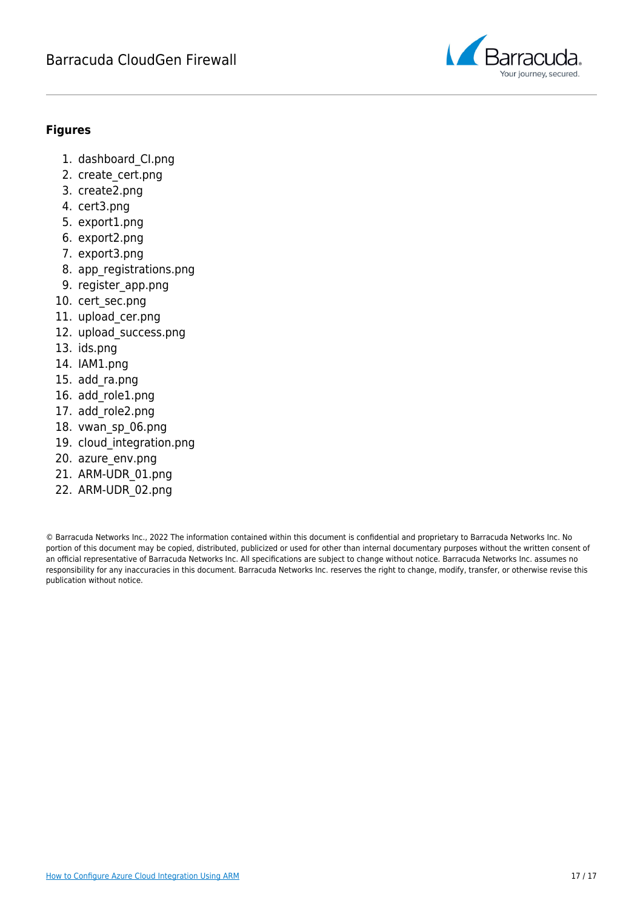## Figures

1. dashboard_CI.png
2. create_cert.png
3. create2.png
4. cert3.png
5. export1.png
6. export2.png
7. export3.png
8. app_registrations.png
9. register_app.png
10. cert_sec.png
11. upload_cer.png
12. upload_success.png
13. ids.png
14. IAM1.png
15. add_ra.png
16. add_role1.png
17. add_role2.png
18. vwan_sp_06.png
19. cloud_integration.png
20. azure_env.png
21. ARM-UDR_01.png
22. ARM-UDR_02.png

© Barracuda Networks Inc., 2022 The information contained within this document is confidential and proprietary to Barracuda Networks Inc. No portion of this document may be copied, distributed, publicized or used for other than internal documentary purposes without the written consent of an official representative of Barracuda Networks Inc. All specifications are subject to change without notice. Barracuda Networks Inc. assumes no responsibility for any inaccuracies in this document. Barracuda Networks Inc. reserves the right to change, modify, transfer, or otherwise revise this publication without notice.